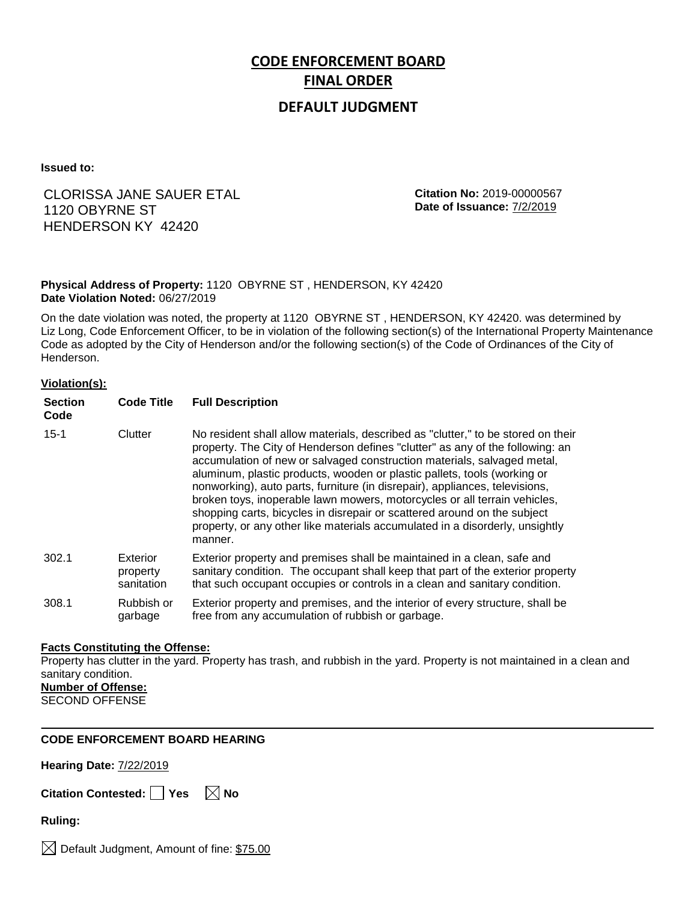# CODE ENFORCEMENT BOARD FINAL ORDER

## DEFAULT JUDGMENT

**Issued to:**

CLORISSA JANE SAUER ETAL
1120 OBYRNE ST
HENDERSON KY 42420

**Citation No:** 2019-00000567
**Date of Issuance:** 7/2/2019

**Physical Address of Property:** 1120 OBYRNE ST , HENDERSON, KY 42420
**Date Violation Noted:** 06/27/2019

On the date violation was noted, the property at 1120 OBYRNE ST , HENDERSON, KY 42420. was determined by Liz Long, Code Enforcement Officer, to be in violation of the following section(s) of the International Property Maintenance Code as adopted by the City of Henderson and/or the following section(s) of the Code of Ordinances of the City of Henderson.

**Violation(s):**

| Section Code | Code Title | Full Description |
|---|---|---|
| 15-1 | Clutter | No resident shall allow materials, described as "clutter," to be stored on their property. The City of Henderson defines "clutter" as any of the following: an accumulation of new or salvaged construction materials, salvaged metal, aluminum, plastic products, wooden or plastic pallets, tools (working or nonworking), auto parts, furniture (in disrepair), appliances, televisions, broken toys, inoperable lawn mowers, motorcycles or all terrain vehicles, shopping carts, bicycles in disrepair or scattered around on the subject property, or any other like materials accumulated in a disorderly, unsightly manner. |
| 302.1 | Exterior property sanitation | Exterior property and premises shall be maintained in a clean, safe and sanitary condition. The occupant shall keep that part of the exterior property that such occupant occupies or controls in a clean and sanitary condition. |
| 308.1 | Rubbish or garbage | Exterior property and premises, and the interior of every structure, shall be free from any accumulation of rubbish or garbage. |

**Facts Constituting the Offense:**
Property has clutter in the yard. Property has trash, and rubbish in the yard. Property is not maintained in a clean and sanitary condition.

**Number of Offense:**
SECOND OFFENSE

---

**CODE ENFORCEMENT BOARD HEARING**

**Hearing Date:** 7/22/2019

**Citation Contested:** ☐ Yes ☒ No

**Ruling:**

☒ Default Judgment, Amount of fine: $75.00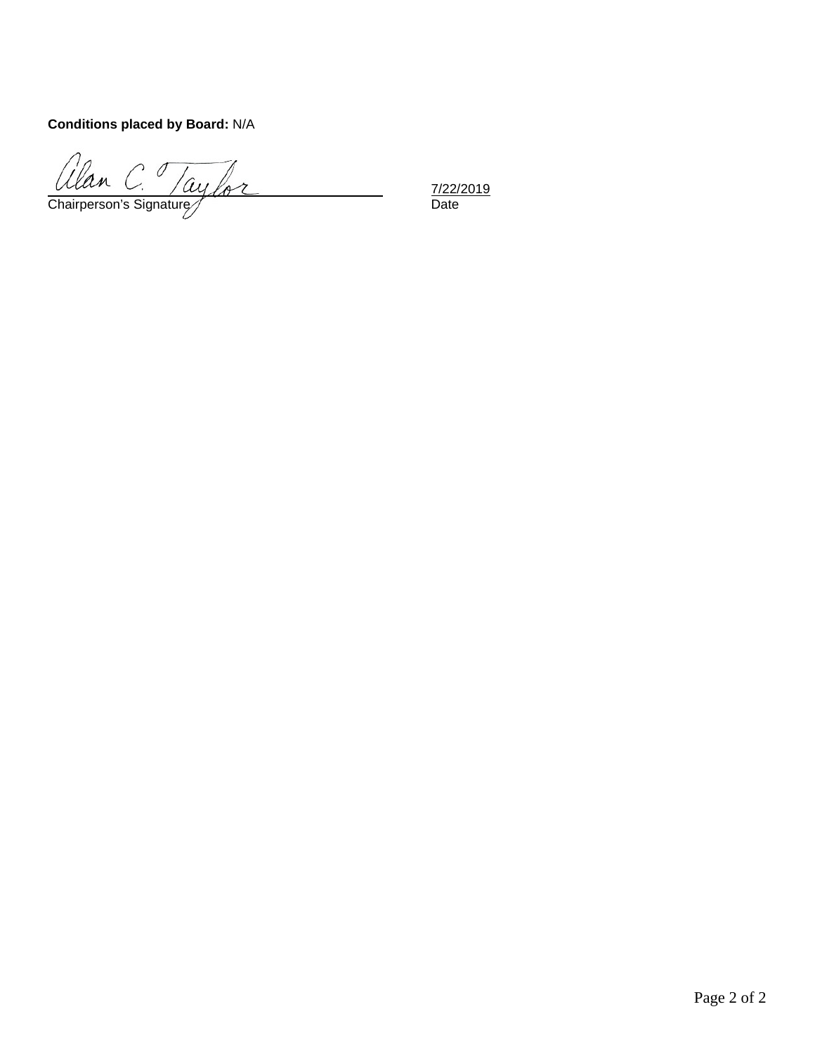**Conditions placed by Board:** N/A

Alan C. Taylor

Chairperson's Signature

7/22/2019

Date